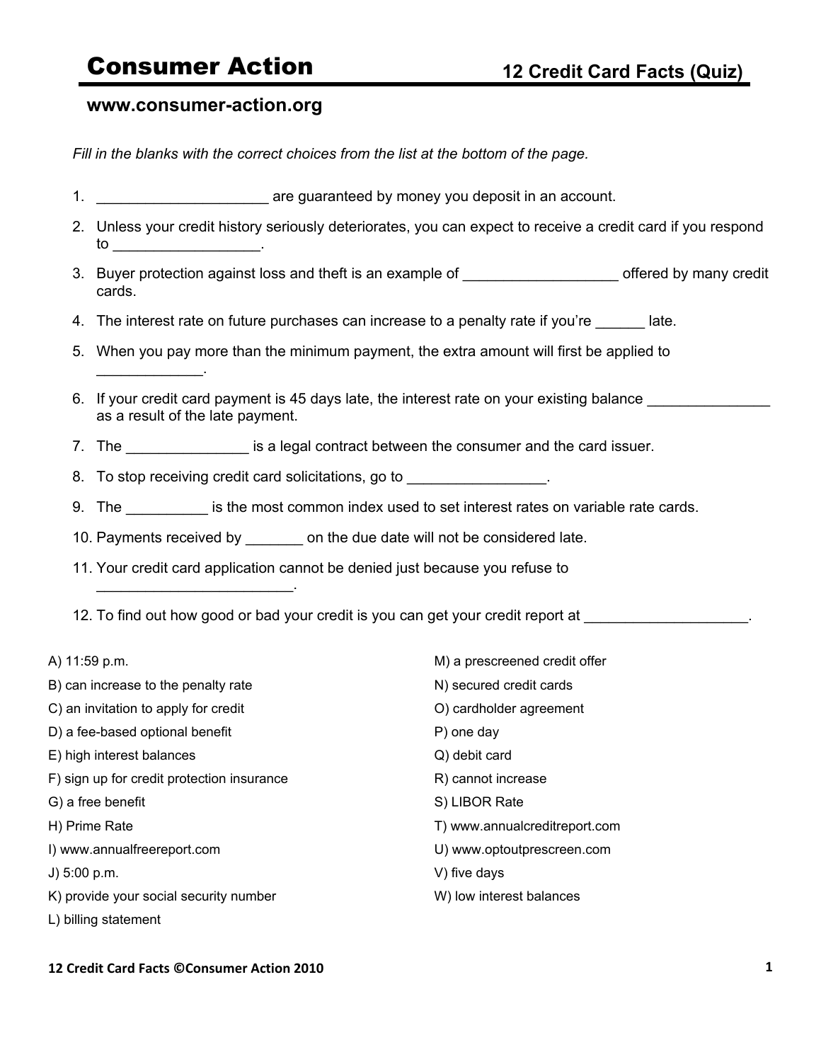# Consumer Action

## 12 Credit Card Facts (Quiz)

**www.consumer-action.org**

*Fill in the blanks with the correct choices from the list at the bottom of the page.*

1. ____________________ are guaranteed by money you deposit in an account.
2. Unless your credit history seriously deteriorates, you can expect to receive a credit card if you respond to _________________.
3. Buyer protection against loss and theft is an example of __________________ offered by many credit cards.
4. The interest rate on future purchases can increase to a penalty rate if you're ______ late.
5. When you pay more than the minimum payment, the extra amount will first be applied to ____________.
6. If your credit card payment is 45 days late, the interest rate on your existing balance _______________ as a result of the late payment.
7. The ______________ is a legal contract between the consumer and the card issuer.
8. To stop receiving credit card solicitations, go to ________________.
9. The _________ is the most common index used to set interest rates on variable rate cards.
10. Payments received by _______ on the due date will not be considered late.
11. Your credit card application cannot be denied just because you refuse to _______________________.
12. To find out how good or bad your credit is you can get your credit report at ___________________.

A) 11:59 p.m.
B) can increase to the penalty rate
C) an invitation to apply for credit
D) a fee-based optional benefit
E) high interest balances
F) sign up for credit protection insurance
G) a free benefit
H) Prime Rate
I) www.annualfreereport.com
J) 5:00 p.m.
K) provide your social security number
L) billing statement
M) a prescreened credit offer
N) secured credit cards
O) cardholder agreement
P) one day
Q) debit card
R) cannot increase
S) LIBOR Rate
T) www.annualcreditreport.com
U) www.optoutprescreen.com
V) five days
W) low interest balances

12 Credit Card Facts ©Consumer Action 2010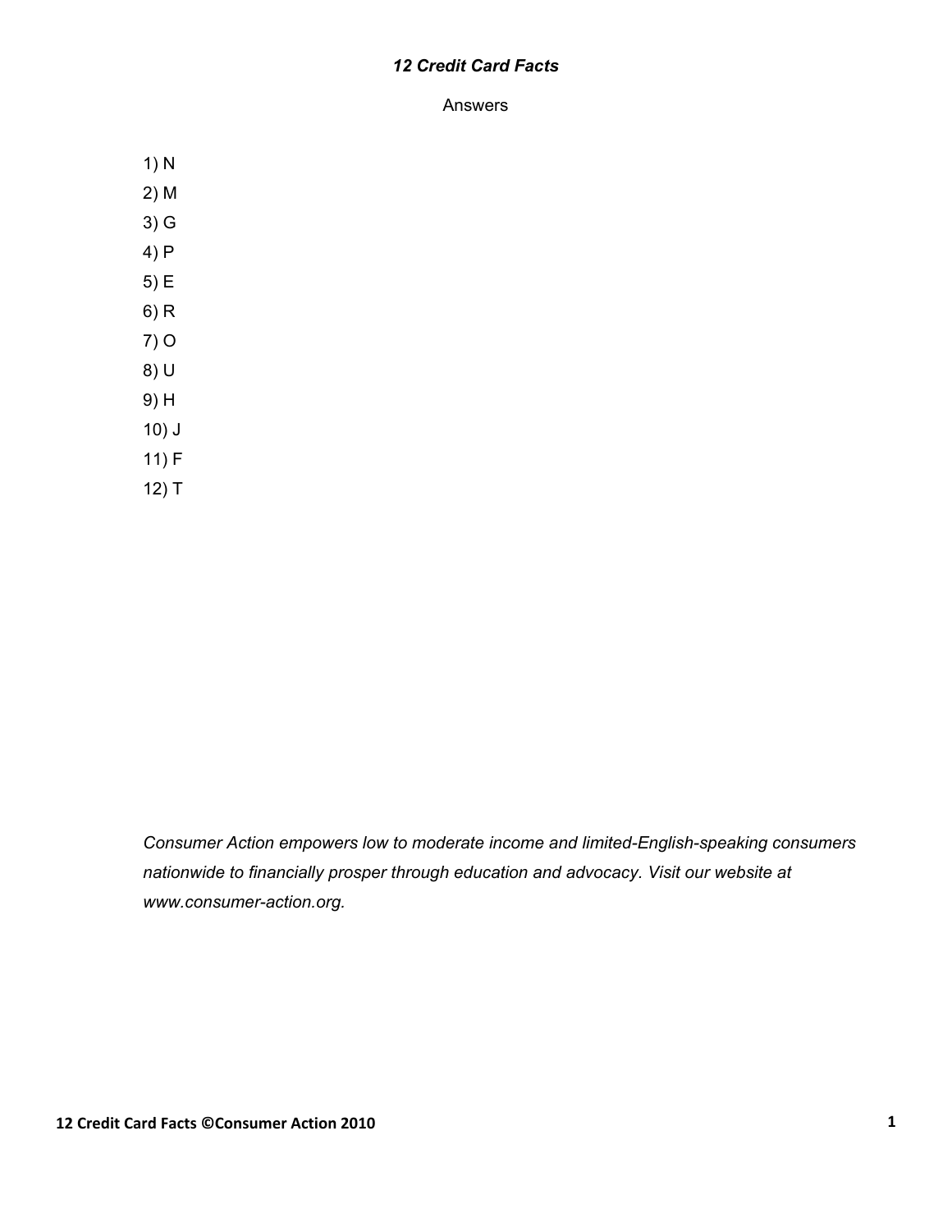***12 Credit Card Facts***

Answers

1) N
2) M
3) G
4) P
5) E
6) R
7) O
8) U
9) H
10) J
11) F
12) T

*Consumer Action empowers low to moderate income and limited-English-speaking consumers nationwide to financially prosper through education and advocacy. Visit our website at www.consumer-action.org.*